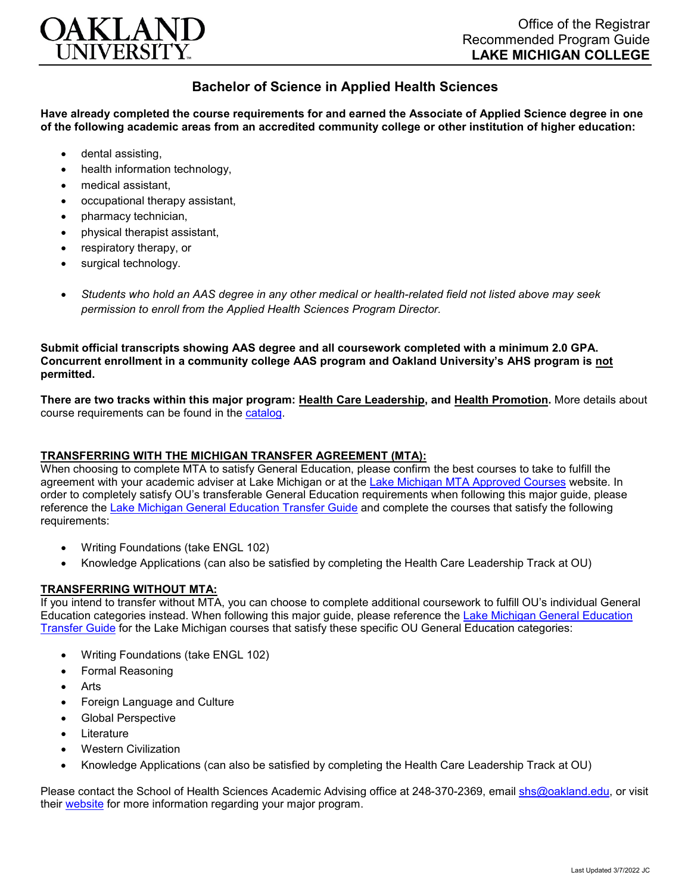Office of the Registrar
Recommended Program Guide
**LAKE MICHIGAN COLLEGE**

# Bachelor of Science in Applied Health Sciences

**Have already completed the course requirements for and earned the Associate of Applied Science degree in one of the following academic areas from an accredited community college or other institution of higher education:**

- dental assisting,
- health information technology,
- medical assistant,
- occupational therapy assistant,
- pharmacy technician,
- physical therapist assistant,
- respiratory therapy, or
- surgical technology.

- *Students who hold an AAS degree in any other medical or health-related field not listed above may seek permission to enroll from the Applied Health Sciences Program Director.*

**Submit official transcripts showing AAS degree and all coursework completed with a minimum 2.0 GPA. Concurrent enrollment in a community college AAS program and Oakland University's AHS program is not permitted.**

**There are two tracks within this major program: Health Care Leadership, and Health Promotion.** More details about course requirements can be found in the catalog.

## TRANSFERRING WITH THE MICHIGAN TRANSFER AGREEMENT (MTA):

When choosing to complete MTA to satisfy General Education, please confirm the best courses to take to fulfill the agreement with your academic adviser at Lake Michigan or at the Lake Michigan MTA Approved Courses website. In order to completely satisfy OU's transferable General Education requirements when following this major guide, please reference the Lake Michigan General Education Transfer Guide and complete the courses that satisfy the following requirements:

- Writing Foundations (take ENGL 102)
- Knowledge Applications (can also be satisfied by completing the Health Care Leadership Track at OU)

## TRANSFERRING WITHOUT MTA:

If you intend to transfer without MTA, you can choose to complete additional coursework to fulfill OU's individual General Education categories instead. When following this major guide, please reference the Lake Michigan General Education Transfer Guide for the Lake Michigan courses that satisfy these specific OU General Education categories:

- Writing Foundations (take ENGL 102)
- Formal Reasoning
- Arts
- Foreign Language and Culture
- Global Perspective
- Literature
- Western Civilization
- Knowledge Applications (can also be satisfied by completing the Health Care Leadership Track at OU)

Please contact the School of Health Sciences Academic Advising office at 248-370-2369, email shs@oakland.edu, or visit their website for more information regarding your major program.

Last Updated 3/7/2022 JC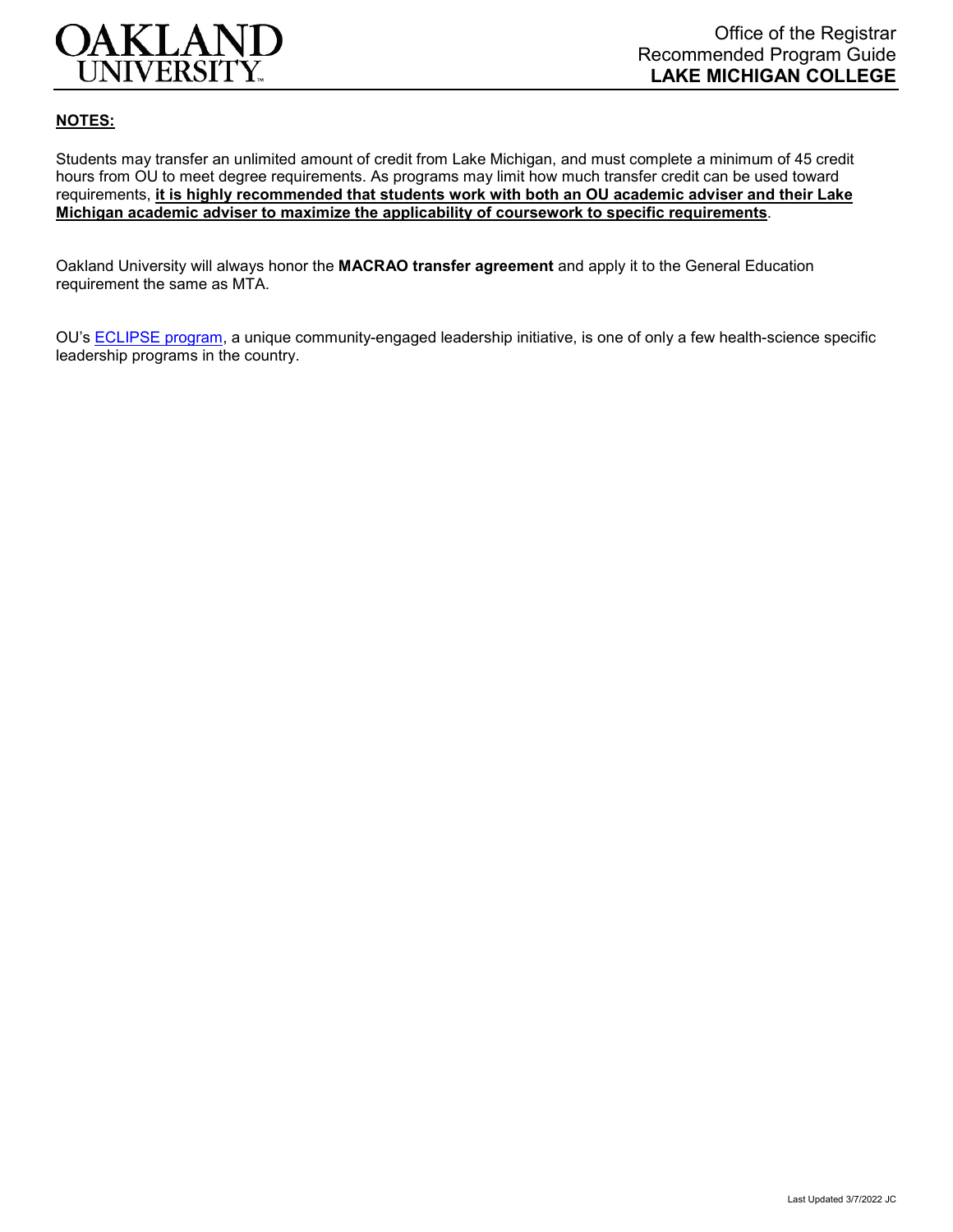**NOTES:**

Students may transfer an unlimited amount of credit from Lake Michigan, and must complete a minimum of 45 credit hours from OU to meet degree requirements. As programs may limit how much transfer credit can be used toward requirements, **it is highly recommended that students work with both an OU academic adviser and their Lake Michigan academic adviser to maximize the applicability of coursework to specific requirements**.

Oakland University will always honor the **MACRAO transfer agreement** and apply it to the General Education requirement the same as MTA.

OU's ECLIPSE program, a unique community-engaged leadership initiative, is one of only a few health-science specific leadership programs in the country.